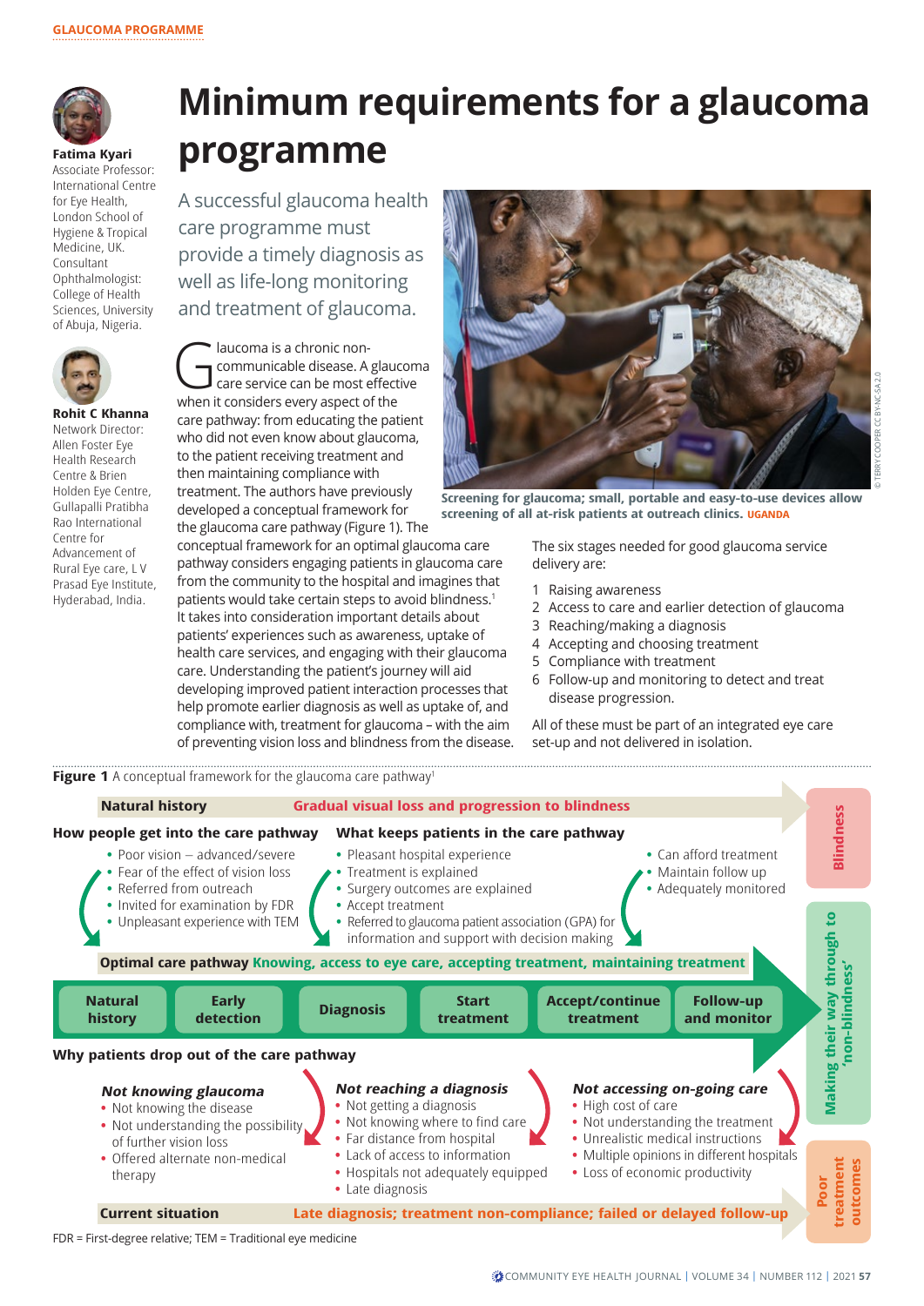# Minimum requirements for a glaucoma programme

**Fatima Kyari**
Associate Professor: International Centre for Eye Health, London School of Hygiene & Tropical Medicine, UK. Consultant Ophthalmologist: College of Health Sciences, University of Abuja, Nigeria.

**Rohit C Khanna**
Network Director: Allen Foster Eye Health Research Centre & Brien Holden Eye Centre, Gullapalli Pratibha Rao International Centre for Advancement of Rural Eye care, L V Prasad Eye Institute, Hyderabad, India.

A successful glaucoma health care programme must provide a timely diagnosis as well as life-long monitoring and treatment of glaucoma.

Glaucoma is a chronic non-communicable disease. A glaucoma care service can be most effective when it considers every aspect of the care pathway: from educating the patient who did not even know about glaucoma, to the patient receiving treatment and then maintaining compliance with treatment. The authors have previously developed a conceptual framework for the glaucoma care pathway (Figure 1). The conceptual framework for an optimal glaucoma care pathway considers engaging patients in glaucoma care from the community to the hospital and imagines that patients would take certain steps to avoid blindness.[1] It takes into consideration important details about patients' experiences such as awareness, uptake of health care services, and engaging with their glaucoma care. Understanding the patient's journey will aid developing improved patient interaction processes that help promote earlier diagnosis as well as uptake of, and compliance with, treatment for glaucoma – with the aim of preventing vision loss and blindness from the disease.

Screening for glaucoma; small, portable and easy-to-use devices allow screening of all at-risk patients at outreach clinics. UGANDA

© TERRY COOPER CC BY-NC-SA 2.0

The six stages needed for good glaucoma service delivery are:

1. Raising awareness
2. Access to care and earlier detection of glaucoma
3. Reaching/making a diagnosis
4. Accepting and choosing treatment
5. Compliance with treatment
6. Follow-up and monitoring to detect and treat disease progression.

All of these must be part of an integrated eye care set-up and not delivered in isolation.

**Figure 1** A conceptual framework for the glaucoma care pathway[1]

**Natural history** — Gradual visual loss and progression to blindness → **Blindness**

**How people get into the care pathway**
- Poor vision – advanced/severe
- Fear of the effect of vision loss
- Referred from outreach
- Invited for examination by FDR
- Unpleasant experience with TEM

**What keeps patients in the care pathway**
- Pleasant hospital experience
- Treatment is explained
- Surgery outcomes are explained
- Accept treatment
- Referred to glaucoma patient association (GPA) for information and support with decision making
- Can afford treatment
- Maintain follow up
- Adequately monitored

**Optimal care pathway** Knowing, access to eye care, accepting treatment, maintaining treatment → **Making their way through to 'non-blindness'**

Natural history → Early detection → Diagnosis → Start treatment → Accept/continue treatment → Follow-up and monitor

**Why patients drop out of the care pathway**

***Not knowing glaucoma***
- Not knowing the disease
- Not understanding the possibility of further vision loss
- Offered alternate non-medical therapy

***Not reaching a diagnosis***
- Not getting a diagnosis
- Not knowing where to find care
- Far distance from hospital
- Lack of access to information
- Hospitals not adequately equipped
- Late diagnosis

***Not accessing on-going care***
- High cost of care
- Not understanding the treatment
- Unrealistic medical instructions
- Multiple opinions in different hospitals
- Loss of economic productivity

**Current situation** — Late diagnosis; treatment non-compliance; failed or delayed follow-up → **Poor treatment outcomes**

FDR = First-degree relative; TEM = Traditional eye medicine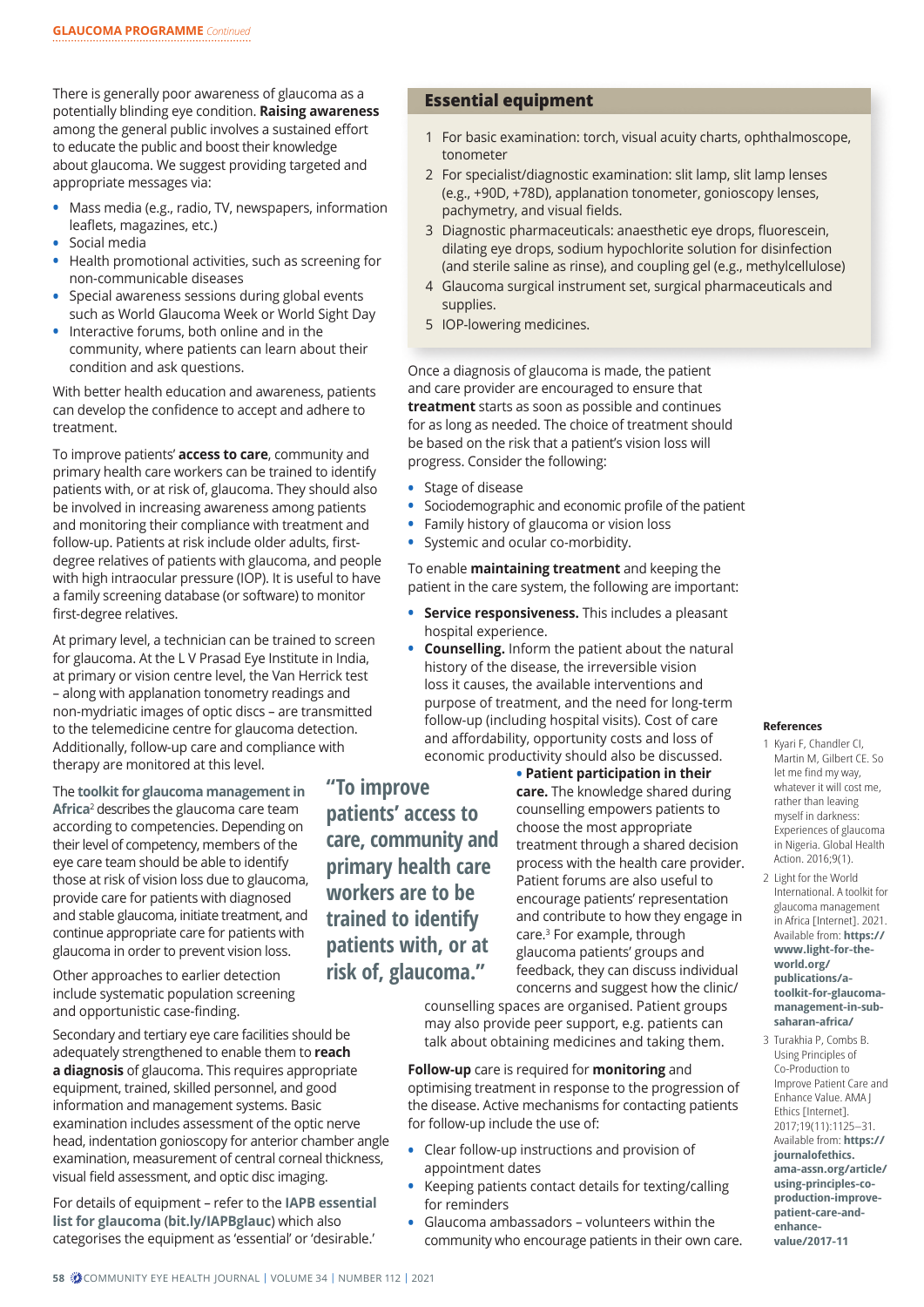There is generally poor awareness of glaucoma as a potentially blinding eye condition. **Raising awareness** among the general public involves a sustained effort to educate the public and boost their knowledge about glaucoma. We suggest providing targeted and appropriate messages via:

- Mass media (e.g., radio, TV, newspapers, information leaflets, magazines, etc.)
- Social media
- Health promotional activities, such as screening for non-communicable diseases
- Special awareness sessions during global events such as World Glaucoma Week or World Sight Day
- Interactive forums, both online and in the community, where patients can learn about their condition and ask questions.

With better health education and awareness, patients can develop the confidence to accept and adhere to treatment.

To improve patients' **access to care**, community and primary health care workers can be trained to identify patients with, or at risk of, glaucoma. They should also be involved in increasing awareness among patients and monitoring their compliance with treatment and follow-up. Patients at risk include older adults, first-degree relatives of patients with glaucoma, and people with high intraocular pressure (IOP). It is useful to have a family screening database (or software) to monitor first-degree relatives.

At primary level, a technician can be trained to screen for glaucoma. At the L V Prasad Eye Institute in India, at primary or vision centre level, the Van Herrick test – along with applanation tonometry readings and non-mydriatic images of optic discs – are transmitted to the telemedicine centre for glaucoma detection. Additionally, follow-up care and compliance with therapy are monitored at this level.

The **toolkit for glaucoma management in Africa**[2] describes the glaucoma care team according to competencies. Depending on their level of competency, members of the eye care team should be able to identify those at risk of vision loss due to glaucoma, provide care for patients with diagnosed and stable glaucoma, initiate treatment, and continue appropriate care for patients with glaucoma in order to prevent vision loss.

Other approaches to earlier detection include systematic population screening and opportunistic case-finding.

Secondary and tertiary eye care facilities should be adequately strengthened to enable them to **reach a diagnosis** of glaucoma. This requires appropriate equipment, trained, skilled personnel, and good information and management systems. Basic examination includes assessment of the optic nerve head, indentation gonioscopy for anterior chamber angle examination, measurement of central corneal thickness, visual field assessment, and optic disc imaging.

For details of equipment – refer to the **IAPB essential list for glaucoma** (**bit.ly/IAPBglauc**) which also categorises the equipment as 'essential' or 'desirable.'

## Essential equipment

1. For basic examination: torch, visual acuity charts, ophthalmoscope, tonometer
2. For specialist/diagnostic examination: slit lamp, slit lamp lenses (e.g., +90D, +78D), applanation tonometer, gonioscopy lenses, pachymetry, and visual fields.
3. Diagnostic pharmaceuticals: anaesthetic eye drops, fluorescein, dilating eye drops, sodium hypochlorite solution for disinfection (and sterile saline as rinse), and coupling gel (e.g., methylcellulose)
4. Glaucoma surgical instrument set, surgical pharmaceuticals and supplies.
5. IOP-lowering medicines.

Once a diagnosis of glaucoma is made, the patient and care provider are encouraged to ensure that **treatment** starts as soon as possible and continues for as long as needed. The choice of treatment should be based on the risk that a patient's vision loss will progress. Consider the following:

- Stage of disease
- Sociodemographic and economic profile of the patient
- Family history of glaucoma or vision loss
- Systemic and ocular co-morbidity.

To enable **maintaining treatment** and keeping the patient in the care system, the following are important:

- **Service responsiveness.** This includes a pleasant hospital experience.
- **Counselling.** Inform the patient about the natural history of the disease, the irreversible vision loss it causes, the available interventions and purpose of treatment, and the need for long-term follow-up (including hospital visits). Cost of care and affordability, opportunity costs and loss of economic productivity should also be discussed.
- **Patient participation in their care.** The knowledge shared during counselling empowers patients to choose the most appropriate treatment through a shared decision process with the health care provider. Patient forums are also useful to encourage patients' representation and contribute to how they engage in care.[3] For example, through glaucoma patients' groups and feedback, they can discuss individual concerns and suggest how the clinic/counselling spaces are organised. Patient groups may also provide peer support, e.g. patients can talk about obtaining medicines and taking them.

> "To improve patients' access to care, community and primary health care workers are to be trained to identify patients with, or at risk of, glaucoma."

**Follow-up** care is required for **monitoring** and optimising treatment in response to the progression of the disease. Active mechanisms for contacting patients for follow-up include the use of:

- Clear follow-up instructions and provision of appointment dates
- Keeping patients contact details for texting/calling for reminders
- Glaucoma ambassadors – volunteers within the community who encourage patients in their own care.

### References

1. Kyari F, Chandler CI, Martin M, Gilbert CE. So let me find my way, whatever it will cost me, rather than leaving myself in darkness: Experiences of glaucoma in Nigeria. Global Health Action. 2016;9(1).
2. Light for the World International. A toolkit for glaucoma management in Africa [Internet]. 2021. Available from: **https://www.light-for-the-world.org/publications/a-toolkit-for-glaucoma-management-in-sub-saharan-africa/**
3. Turakhia P, Combs B. Using Principles of Co-Production to Improve Patient Care and Enhance Value. AMA J Ethics [Internet]. 2017;19(11):1125–31. Available from: **https://journalofethics.ama-assn.org/article/using-principles-co-production-improve-patient-care-and-enhance-value/2017-11**